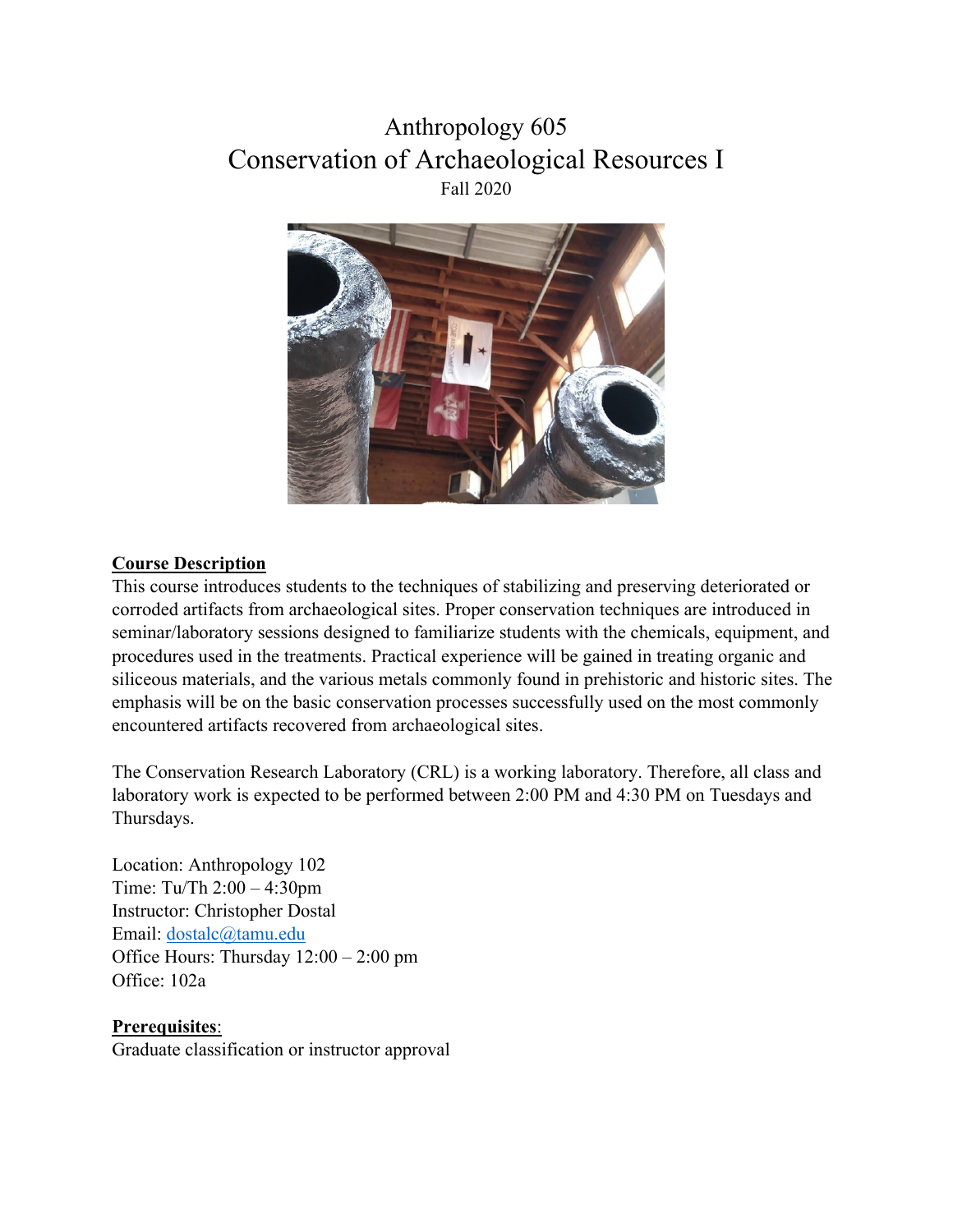# Anthropology 605
# Conservation of Archaeological Resources I

Fall 2020

## Course Description

This course introduces students to the techniques of stabilizing and preserving deteriorated or corroded artifacts from archaeological sites. Proper conservation techniques are introduced in seminar/laboratory sessions designed to familiarize students with the chemicals, equipment, and procedures used in the treatments. Practical experience will be gained in treating organic and siliceous materials, and the various metals commonly found in prehistoric and historic sites. The emphasis will be on the basic conservation processes successfully used on the most commonly encountered artifacts recovered from archaeological sites.

The Conservation Research Laboratory (CRL) is a working laboratory. Therefore, all class and laboratory work is expected to be performed between 2:00 PM and 4:30 PM on Tuesdays and Thursdays.

Location: Anthropology 102
Time: Tu/Th 2:00 – 4:30pm
Instructor: Christopher Dostal
Email: dostalc@tamu.edu
Office Hours: Thursday 12:00 – 2:00 pm
Office: 102a

## Prerequisites:

Graduate classification or instructor approval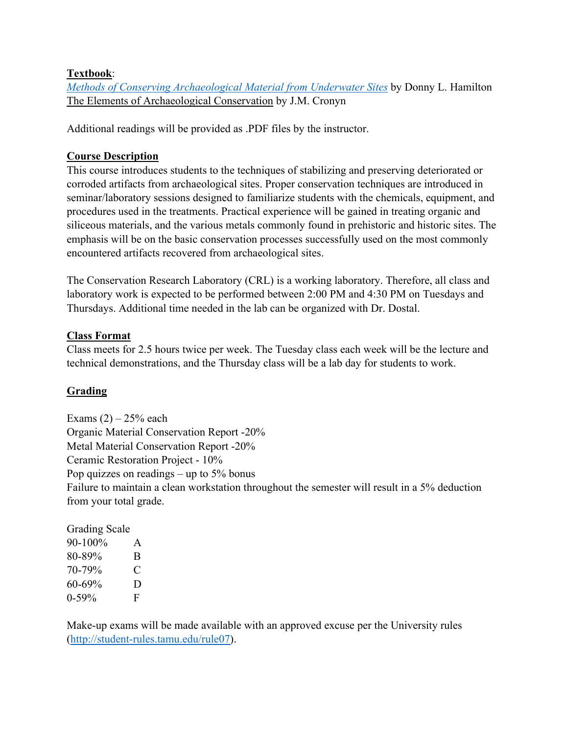**Textbook**:
*Methods of Conserving Archaeological Material from Underwater Sites* by Donny L. Hamilton
The Elements of Archaeological Conservation by J.M. Cronyn

Additional readings will be provided as .PDF files by the instructor.

**Course Description**
This course introduces students to the techniques of stabilizing and preserving deteriorated or corroded artifacts from archaeological sites. Proper conservation techniques are introduced in seminar/laboratory sessions designed to familiarize students with the chemicals, equipment, and procedures used in the treatments. Practical experience will be gained in treating organic and siliceous materials, and the various metals commonly found in prehistoric and historic sites. The emphasis will be on the basic conservation processes successfully used on the most commonly encountered artifacts recovered from archaeological sites.

The Conservation Research Laboratory (CRL) is a working laboratory. Therefore, all class and laboratory work is expected to be performed between 2:00 PM and 4:30 PM on Tuesdays and Thursdays. Additional time needed in the lab can be organized with Dr. Dostal.

**Class Format**
Class meets for 2.5 hours twice per week. The Tuesday class each week will be the lecture and technical demonstrations, and the Thursday class will be a lab day for students to work.

**Grading**

Exams (2) – 25% each
Organic Material Conservation Report -20%
Metal Material Conservation Report -20%
Ceramic Restoration Project - 10%
Pop quizzes on readings – up to 5% bonus
Failure to maintain a clean workstation throughout the semester will result in a 5% deduction from your total grade.

Grading Scale

| | |
|---|---|
| 90-100% | A |
| 80-89% | B |
| 70-79% | C |
| 60-69% | D |
| 0-59% | F |

Make-up exams will be made available with an approved excuse per the University rules (http://student-rules.tamu.edu/rule07).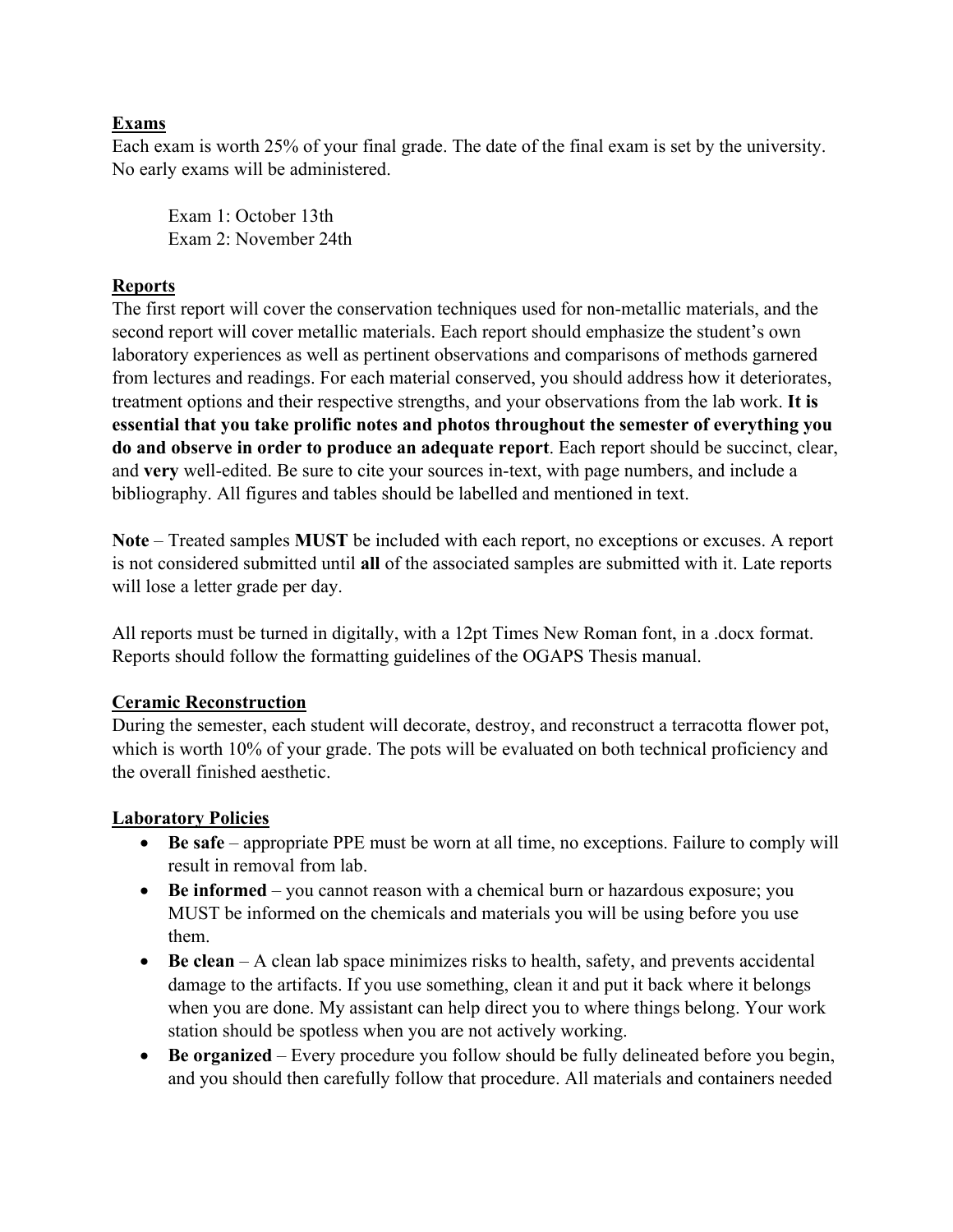## Exams

Each exam is worth 25% of your final grade. The date of the final exam is set by the university. No early exams will be administered.

Exam 1: October 13th
Exam 2: November 24th

## Reports

The first report will cover the conservation techniques used for non-metallic materials, and the second report will cover metallic materials. Each report should emphasize the student's own laboratory experiences as well as pertinent observations and comparisons of methods garnered from lectures and readings. For each material conserved, you should address how it deteriorates, treatment options and their respective strengths, and your observations from the lab work. **It is essential that you take prolific notes and photos throughout the semester of everything you do and observe in order to produce an adequate report**. Each report should be succinct, clear, and **very** well-edited. Be sure to cite your sources in-text, with page numbers, and include a bibliography. All figures and tables should be labelled and mentioned in text.

**Note** – Treated samples **MUST** be included with each report, no exceptions or excuses. A report is not considered submitted until **all** of the associated samples are submitted with it. Late reports will lose a letter grade per day.

All reports must be turned in digitally, with a 12pt Times New Roman font, in a .docx format. Reports should follow the formatting guidelines of the OGAPS Thesis manual.

## Ceramic Reconstruction

During the semester, each student will decorate, destroy, and reconstruct a terracotta flower pot, which is worth 10% of your grade. The pots will be evaluated on both technical proficiency and the overall finished aesthetic.

## Laboratory Policies

- **Be safe** – appropriate PPE must be worn at all time, no exceptions. Failure to comply will result in removal from lab.
- **Be informed** – you cannot reason with a chemical burn or hazardous exposure; you MUST be informed on the chemicals and materials you will be using before you use them.
- **Be clean** – A clean lab space minimizes risks to health, safety, and prevents accidental damage to the artifacts. If you use something, clean it and put it back where it belongs when you are done. My assistant can help direct you to where things belong. Your work station should be spotless when you are not actively working.
- **Be organized** – Every procedure you follow should be fully delineated before you begin, and you should then carefully follow that procedure. All materials and containers needed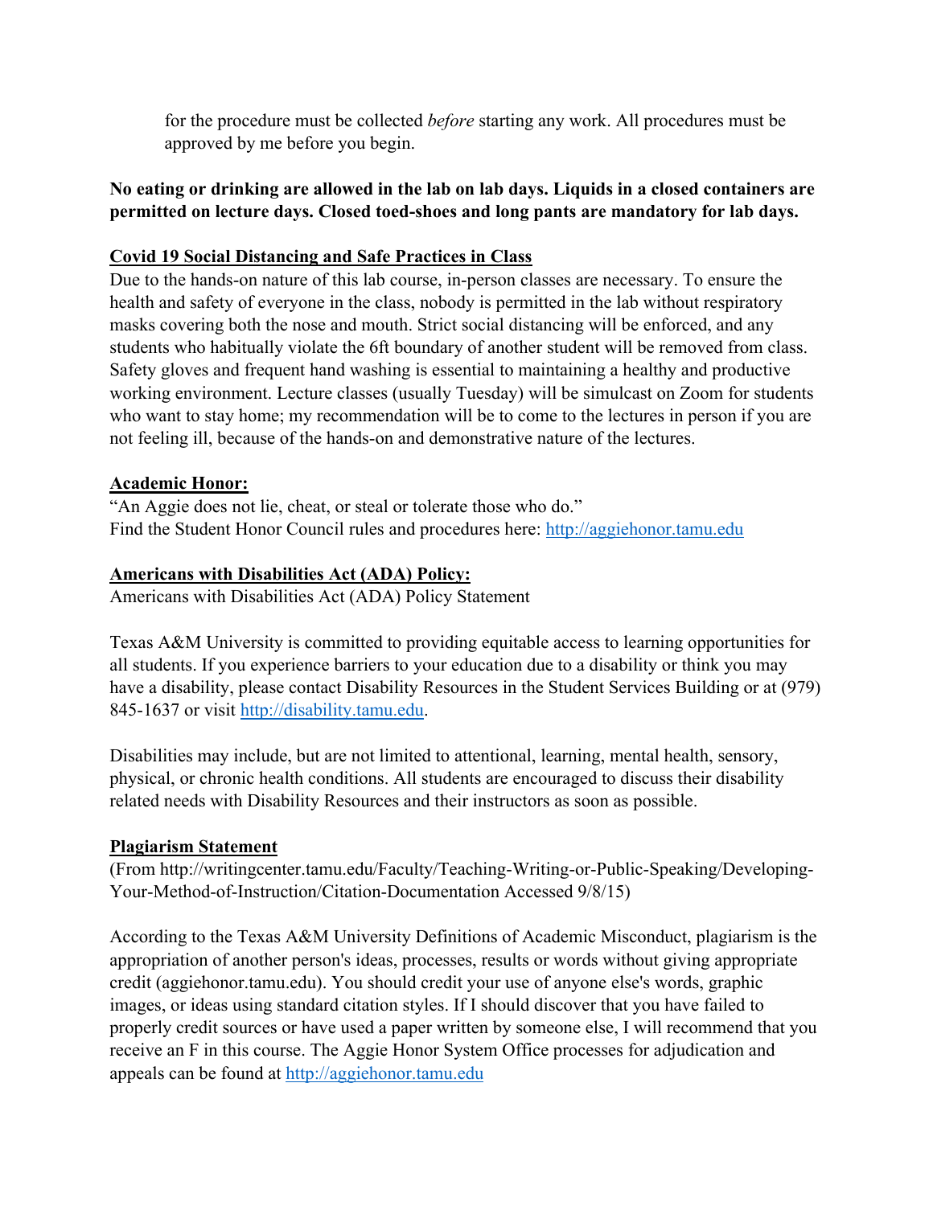for the procedure must be collected *before* starting any work. All procedures must be approved by me before you begin.

**No eating or drinking are allowed in the lab on lab days. Liquids in a closed containers are permitted on lecture days. Closed toed-shoes and long pants are mandatory for lab days.**

**Covid 19 Social Distancing and Safe Practices in Class**

Due to the hands-on nature of this lab course, in-person classes are necessary. To ensure the health and safety of everyone in the class, nobody is permitted in the lab without respiratory masks covering both the nose and mouth. Strict social distancing will be enforced, and any students who habitually violate the 6ft boundary of another student will be removed from class. Safety gloves and frequent hand washing is essential to maintaining a healthy and productive working environment. Lecture classes (usually Tuesday) will be simulcast on Zoom for students who want to stay home; my recommendation will be to come to the lectures in person if you are not feeling ill, because of the hands-on and demonstrative nature of the lectures.

**Academic Honor:**

"An Aggie does not lie, cheat, or steal or tolerate those who do."
Find the Student Honor Council rules and procedures here: http://aggiehonor.tamu.edu

**Americans with Disabilities Act (ADA) Policy:**

Americans with Disabilities Act (ADA) Policy Statement

Texas A&M University is committed to providing equitable access to learning opportunities for all students. If you experience barriers to your education due to a disability or think you may have a disability, please contact Disability Resources in the Student Services Building or at (979) 845-1637 or visit http://disability.tamu.edu.

Disabilities may include, but are not limited to attentional, learning, mental health, sensory, physical, or chronic health conditions. All students are encouraged to discuss their disability related needs with Disability Resources and their instructors as soon as possible.

**Plagiarism Statement**

(From http://writingcenter.tamu.edu/Faculty/Teaching-Writing-or-Public-Speaking/Developing-Your-Method-of-Instruction/Citation-Documentation Accessed 9/8/15)

According to the Texas A&M University Definitions of Academic Misconduct, plagiarism is the appropriation of another person's ideas, processes, results or words without giving appropriate credit (aggiehonor.tamu.edu). You should credit your use of anyone else's words, graphic images, or ideas using standard citation styles. If I should discover that you have failed to properly credit sources or have used a paper written by someone else, I will recommend that you receive an F in this course. The Aggie Honor System Office processes for adjudication and appeals can be found at http://aggiehonor.tamu.edu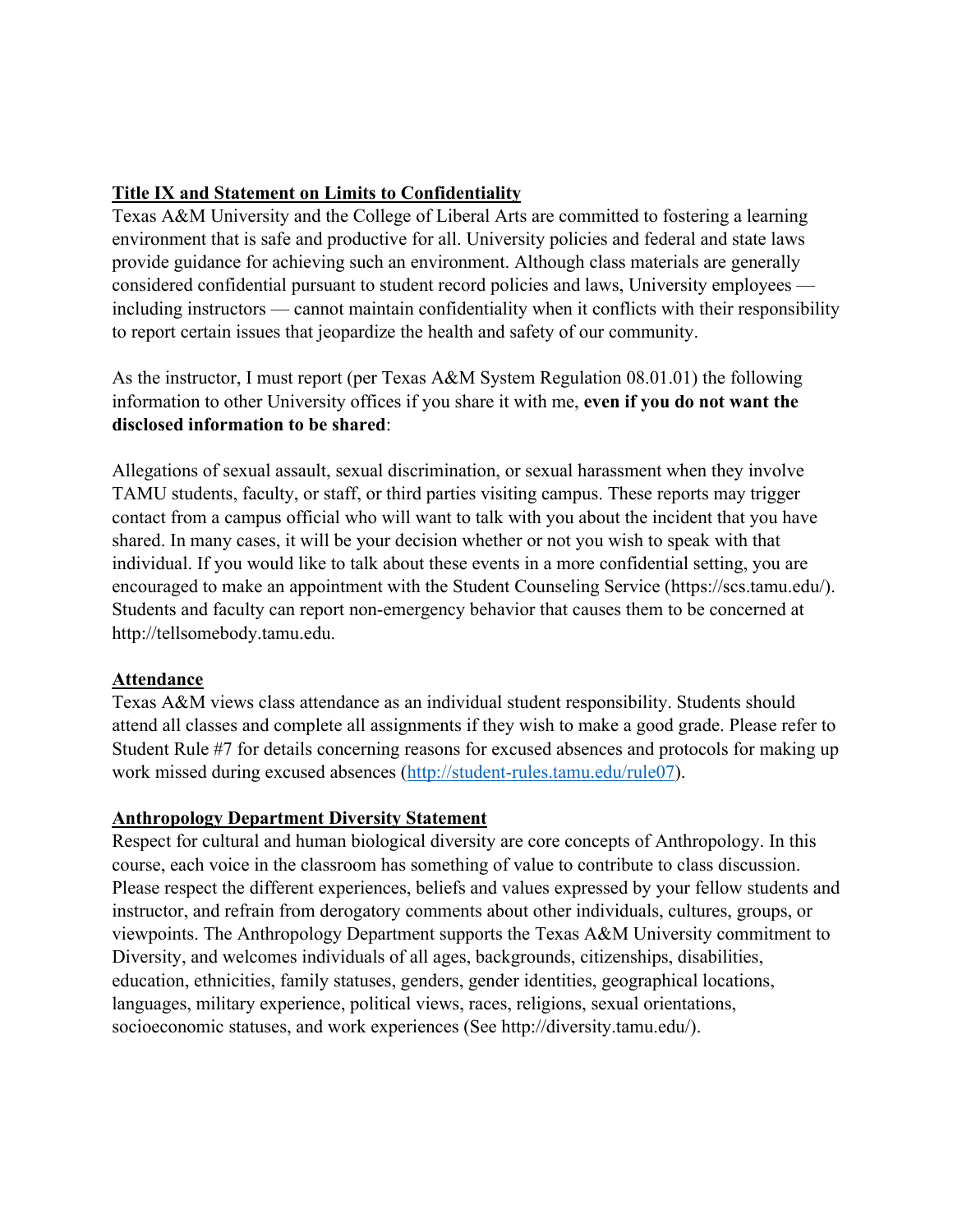## Title IX and Statement on Limits to Confidentiality

Texas A&M University and the College of Liberal Arts are committed to fostering a learning environment that is safe and productive for all. University policies and federal and state laws provide guidance for achieving such an environment. Although class materials are generally considered confidential pursuant to student record policies and laws, University employees — including instructors — cannot maintain confidentiality when it conflicts with their responsibility to report certain issues that jeopardize the health and safety of our community.

As the instructor, I must report (per Texas A&M System Regulation 08.01.01) the following information to other University offices if you share it with me, **even if you do not want the disclosed information to be shared**:

Allegations of sexual assault, sexual discrimination, or sexual harassment when they involve TAMU students, faculty, or staff, or third parties visiting campus. These reports may trigger contact from a campus official who will want to talk with you about the incident that you have shared. In many cases, it will be your decision whether or not you wish to speak with that individual. If you would like to talk about these events in a more confidential setting, you are encouraged to make an appointment with the Student Counseling Service (https://scs.tamu.edu/). Students and faculty can report non-emergency behavior that causes them to be concerned at http://tellsomebody.tamu.edu.

## Attendance

Texas A&M views class attendance as an individual student responsibility. Students should attend all classes and complete all assignments if they wish to make a good grade. Please refer to Student Rule #7 for details concerning reasons for excused absences and protocols for making up work missed during excused absences (http://student-rules.tamu.edu/rule07).

## Anthropology Department Diversity Statement

Respect for cultural and human biological diversity are core concepts of Anthropology. In this course, each voice in the classroom has something of value to contribute to class discussion. Please respect the different experiences, beliefs and values expressed by your fellow students and instructor, and refrain from derogatory comments about other individuals, cultures, groups, or viewpoints. The Anthropology Department supports the Texas A&M University commitment to Diversity, and welcomes individuals of all ages, backgrounds, citizenships, disabilities, education, ethnicities, family statuses, genders, gender identities, geographical locations, languages, military experience, political views, races, religions, sexual orientations, socioeconomic statuses, and work experiences (See http://diversity.tamu.edu/).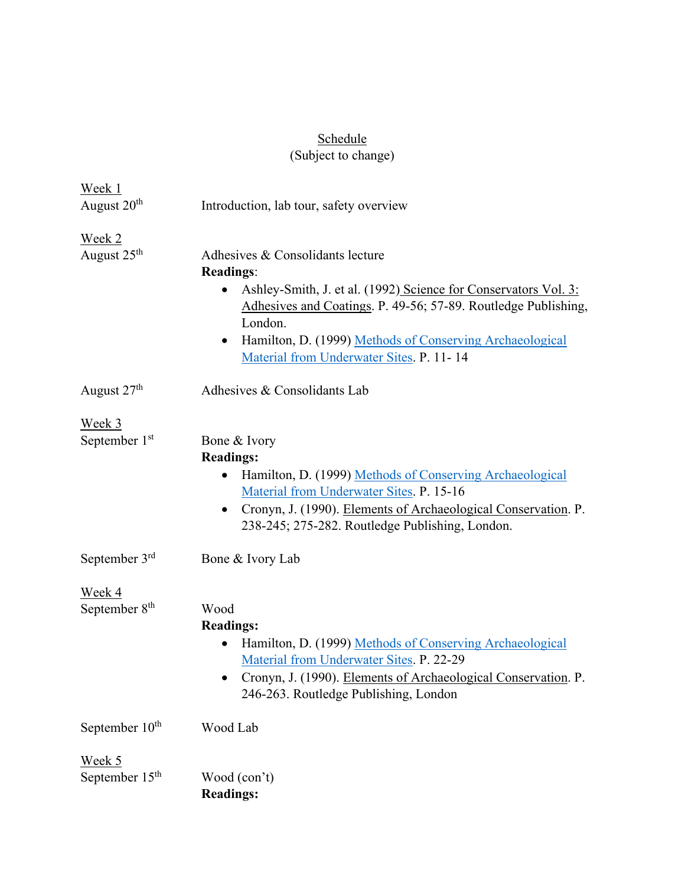<u>Schedule</u>
(Subject to change)

<u>Week 1</u>
August 20th — Introduction, lab tour, safety overview

<u>Week 2</u>
August 25th — Adhesives & Consolidants lecture

**Readings**:

- Ashley-Smith, J. et al. (1992) <u>Science for Conservators Vol. 3: Adhesives and Coatings</u>. P. 49-56; 57-89. Routledge Publishing, London.
- Hamilton, D. (1999) [Methods of Conserving Archaeological Material from Underwater Sites](). P. 11- 14

August 27th — Adhesives & Consolidants Lab

<u>Week 3</u>
September 1st — Bone & Ivory

**Readings:**

- Hamilton, D. (1999) [Methods of Conserving Archaeological Material from Underwater Sites](). P. 15-16
- Cronyn, J. (1990). <u>Elements of Archaeological Conservation</u>. P. 238-245; 275-282. Routledge Publishing, London.

September 3rd — Bone & Ivory Lab

<u>Week 4</u>
September 8th — Wood

**Readings:**

- Hamilton, D. (1999) [Methods of Conserving Archaeological Material from Underwater Sites](). P. 22-29
- Cronyn, J. (1990). <u>Elements of Archaeological Conservation</u>. P. 246-263. Routledge Publishing, London

September 10th — Wood Lab

<u>Week 5</u>
September 15th — Wood (con't)

**Readings:**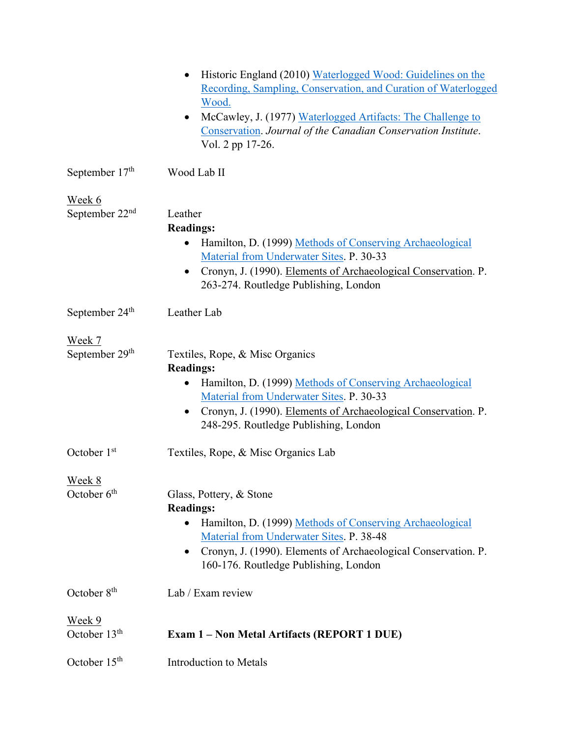- Historic England (2010) Waterlogged Wood: Guidelines on the Recording, Sampling, Conservation, and Curation of Waterlogged Wood.
- McCawley, J. (1977) Waterlogged Artifacts: The Challenge to Conservation. *Journal of the Canadian Conservation Institute*. Vol. 2 pp 17-26.

September 17th — Wood Lab II

Week 6

September 22nd — Leather

**Readings:**

- Hamilton, D. (1999) Methods of Conserving Archaeological Material from Underwater Sites. P. 30-33
- Cronyn, J. (1990). Elements of Archaeological Conservation. P. 263-274. Routledge Publishing, London

September 24th — Leather Lab

Week 7

September 29th — Textiles, Rope, & Misc Organics

**Readings:**

- Hamilton, D. (1999) Methods of Conserving Archaeological Material from Underwater Sites. P. 30-33
- Cronyn, J. (1990). Elements of Archaeological Conservation. P. 248-295. Routledge Publishing, London

October 1st — Textiles, Rope, & Misc Organics Lab

Week 8

October 6th — Glass, Pottery, & Stone

**Readings:**

- Hamilton, D. (1999) Methods of Conserving Archaeological Material from Underwater Sites. P. 38-48
- Cronyn, J. (1990). Elements of Archaeological Conservation. P. 160-176. Routledge Publishing, London

October 8th — Lab / Exam review

Week 9

October 13th — **Exam 1 – Non Metal Artifacts (REPORT 1 DUE)**

October 15th — Introduction to Metals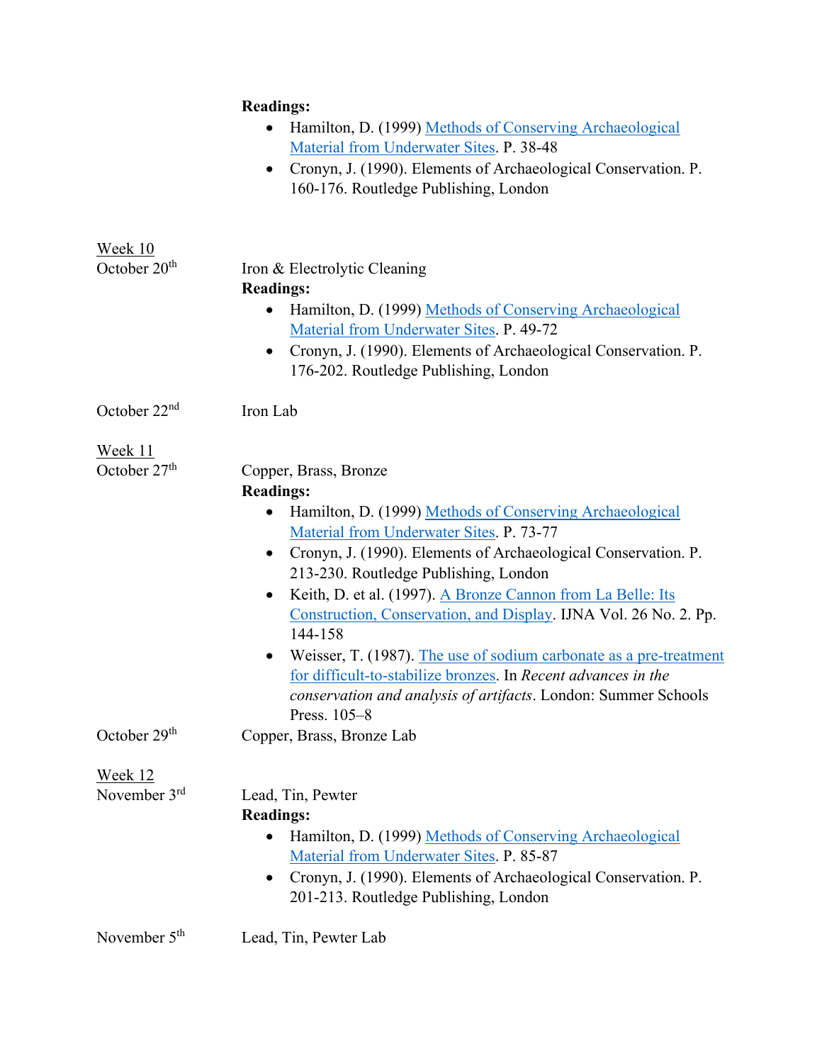**Readings:**

- Hamilton, D. (1999) Methods of Conserving Archaeological Material from Underwater Sites. P. 38-48
- Cronyn, J. (1990). Elements of Archaeological Conservation. P. 160-176. Routledge Publishing, London

Week 10

October 20th — Iron & Electrolytic Cleaning

**Readings:**

- Hamilton, D. (1999) Methods of Conserving Archaeological Material from Underwater Sites. P. 49-72
- Cronyn, J. (1990). Elements of Archaeological Conservation. P. 176-202. Routledge Publishing, London

October 22nd — Iron Lab

Week 11

October 27th — Copper, Brass, Bronze

**Readings:**

- Hamilton, D. (1999) Methods of Conserving Archaeological Material from Underwater Sites. P. 73-77
- Cronyn, J. (1990). Elements of Archaeological Conservation. P. 213-230. Routledge Publishing, London
- Keith, D. et al. (1997). A Bronze Cannon from La Belle: Its Construction, Conservation, and Display. IJNA Vol. 26 No. 2. Pp. 144-158
- Weisser, T. (1987). The use of sodium carbonate as a pre-treatment for difficult-to-stabilize bronzes. In *Recent advances in the conservation and analysis of artifacts*. London: Summer Schools Press. 105–8

October 29th — Copper, Brass, Bronze Lab

Week 12

November 3rd — Lead, Tin, Pewter

**Readings:**

- Hamilton, D. (1999) Methods of Conserving Archaeological Material from Underwater Sites. P. 85-87
- Cronyn, J. (1990). Elements of Archaeological Conservation. P. 201-213. Routledge Publishing, London

November 5th — Lead, Tin, Pewter Lab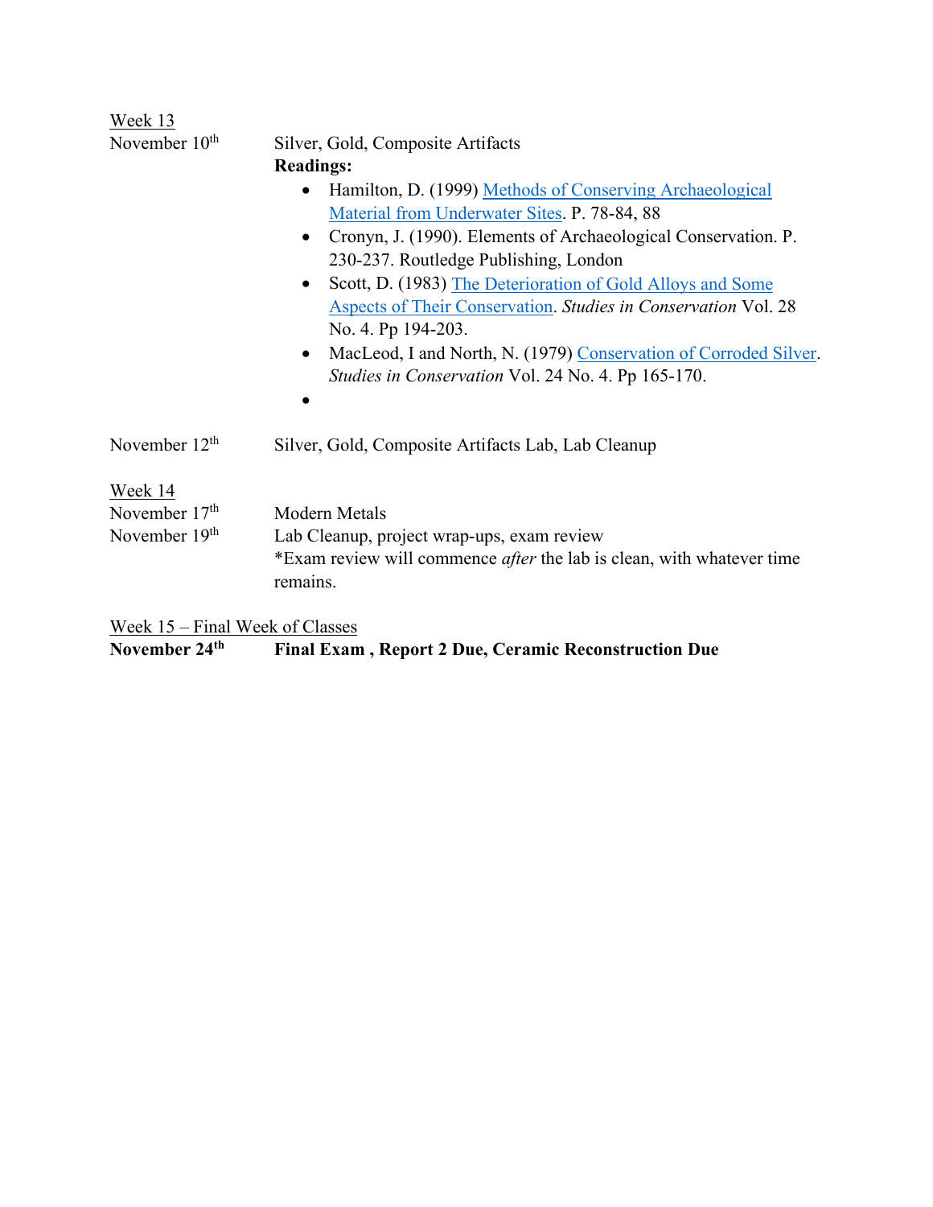Week 13

November 10th — Silver, Gold, Composite Artifacts

**Readings:**

- Hamilton, D. (1999) Methods of Conserving Archaeological Material from Underwater Sites. P. 78-84, 88
- Cronyn, J. (1990). Elements of Archaeological Conservation. P. 230-237. Routledge Publishing, London
- Scott, D. (1983) The Deterioration of Gold Alloys and Some Aspects of Their Conservation. *Studies in Conservation* Vol. 28 No. 4. Pp 194-203.
- MacLeod, I and North, N. (1979) Conservation of Corroded Silver. *Studies in Conservation* Vol. 24 No. 4. Pp 165-170.
-

November 12th — Silver, Gold, Composite Artifacts Lab, Lab Cleanup

Week 14

November 17th — Modern Metals

November 19th — Lab Cleanup, project wrap-ups, exam review

*Exam review will commence *after* the lab is clean, with whatever time remains.

Week 15 – Final Week of Classes

**November 24th — Final Exam , Report 2 Due, Ceramic Reconstruction Due**